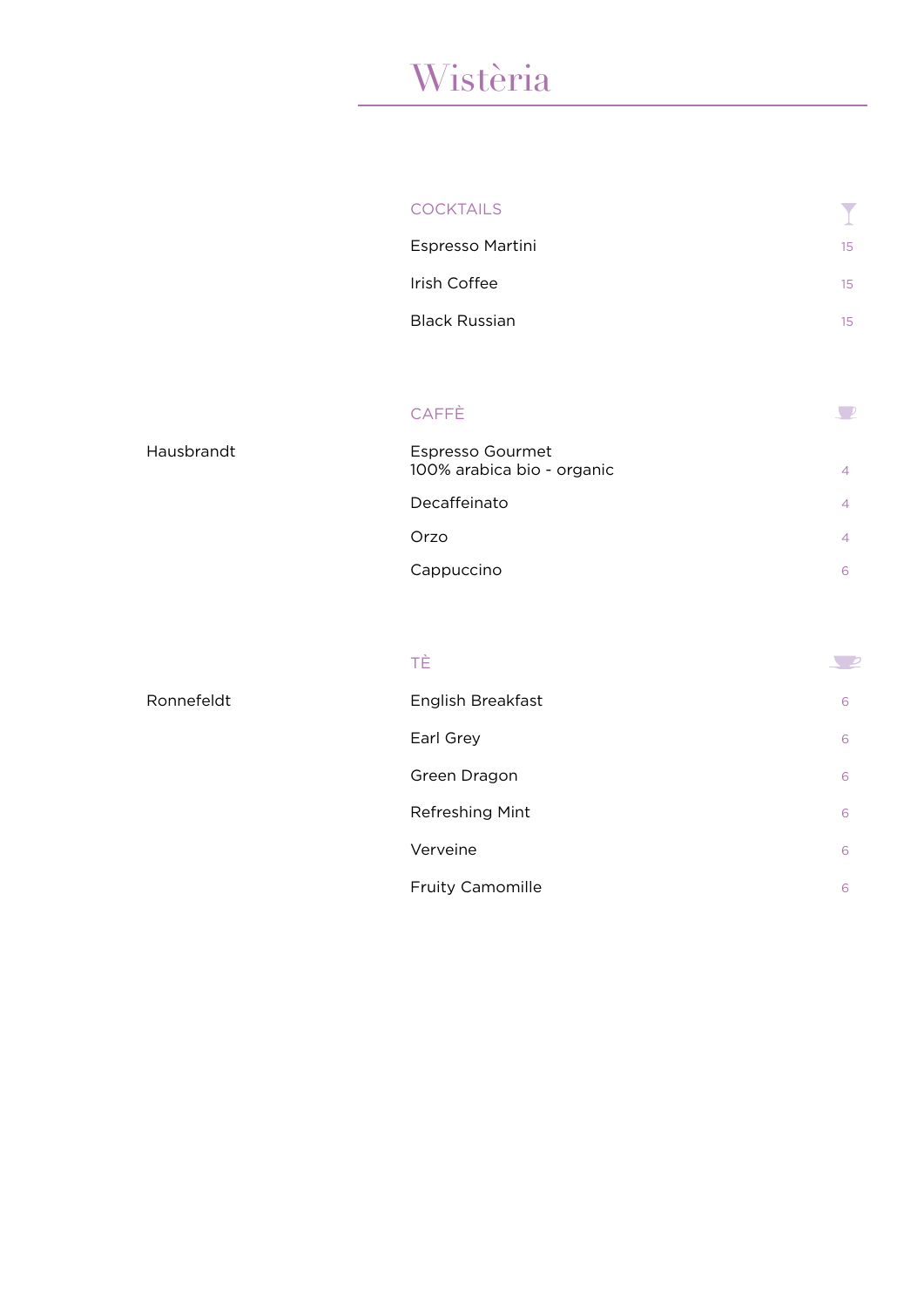# Wistèria

## COCKTAILS

| | |
|---|---|
| Espresso Martini | 15 |
| Irish Coffee | 15 |
| Black Russian | 15 |

## CAFFÈ

Hausbrandt

| | |
|---|---|
| Espresso Gourmet<br>100% arabica bio - organic | 4 |
| Decaffeinato | 4 |
| Orzo | 4 |
| Cappuccino | 6 |

## TÈ

Ronnefeldt

| | |
|---|---|
| English Breakfast | 6 |
| Earl Grey | 6 |
| Green Dragon | 6 |
| Refreshing Mint | 6 |
| Verveine | 6 |
| Fruity Camomille | 6 |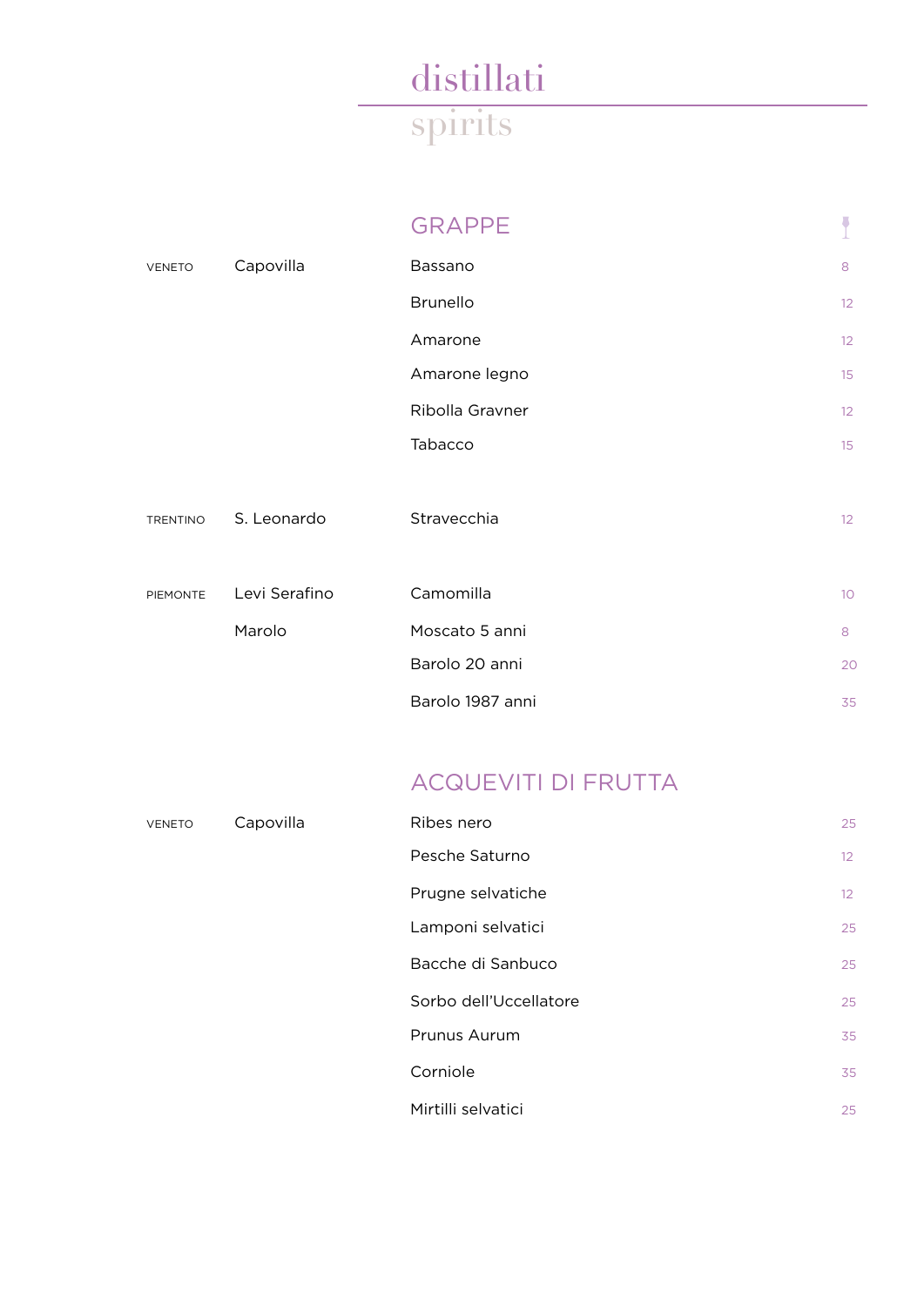# distillati

spirits

## GRAPPE

| Region | Producer | Grappa | Price |
|---|---|---|---|
| VENETO | Capovilla | Bassano | 8 |
| | | Brunello | 12 |
| | | Amarone | 12 |
| | | Amarone legno | 15 |
| | | Ribolla Gravner | 12 |
| | | Tabacco | 15 |
| TRENTINO | S. Leonardo | Stravecchia | 12 |
| PIEMONTE | Levi Serafino | Camomilla | 10 |
| | Marolo | Moscato 5 anni | 8 |
| | | Barolo 20 anni | 20 |
| | | Barolo 1987 anni | 35 |

## ACQUEVITI DI FRUTTA

| Region | Producer | Acquavite | Price |
|---|---|---|---|
| VENETO | Capovilla | Ribes nero | 25 |
| | | Pesche Saturno | 12 |
| | | Prugne selvatiche | 12 |
| | | Lamponi selvatici | 25 |
| | | Bacche di Sanbuco | 25 |
| | | Sorbo dell'Uccellatore | 25 |
| | | Prunus Aurum | 35 |
| | | Corniole | 35 |
| | | Mirtilli selvatici | 25 |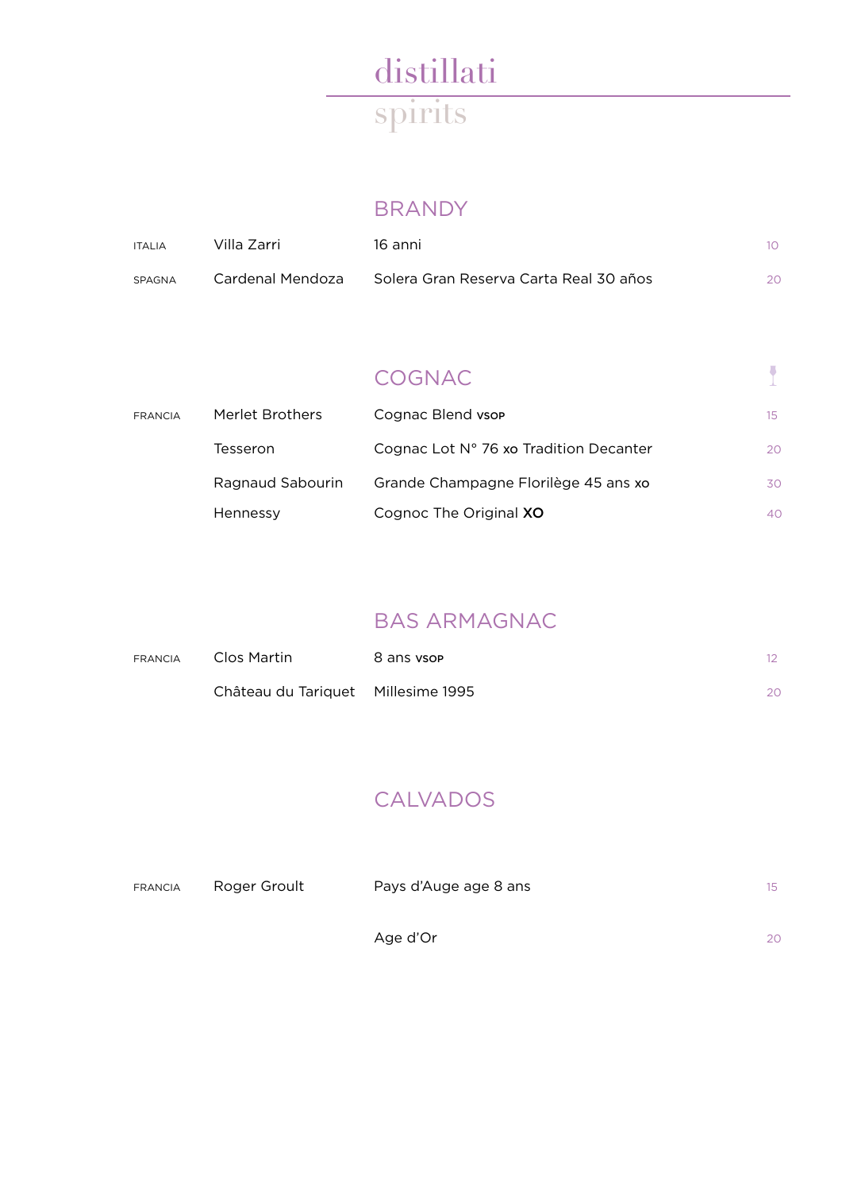# distillati

spirits

## BRANDY

| | | | |
|---|---|---|---|
| ITALIA | Villa Zarri | 16 anni | 10 |
| SPAGNA | Cardenal Mendoza | Solera Gran Reserva Carta Real 30 años | 20 |

## COGNAC

| | | | |
|---|---|---|---|
| FRANCIA | Merlet Brothers | Cognac Blend VSOP | 15 |
| | Tesseron | Cognac Lot N° 76 XO Tradition Decanter | 20 |
| | Ragnaud Sabourin | Grande Champagne Florilège 45 ans XO | 30 |
| | Hennessy | Cognoc The Original **XO** | 40 |

## BAS ARMAGNAC

| | | | |
|---|---|---|---|
| FRANCIA | Clos Martin | 8 ans VSOP | 12 |
| | Château du Tariquet | Millesime 1995 | 20 |

## CALVADOS

| | | | |
|---|---|---|---|
| FRANCIA | Roger Groult | Pays d'Auge age 8 ans | 15 |
| | | Age d'Or | 20 |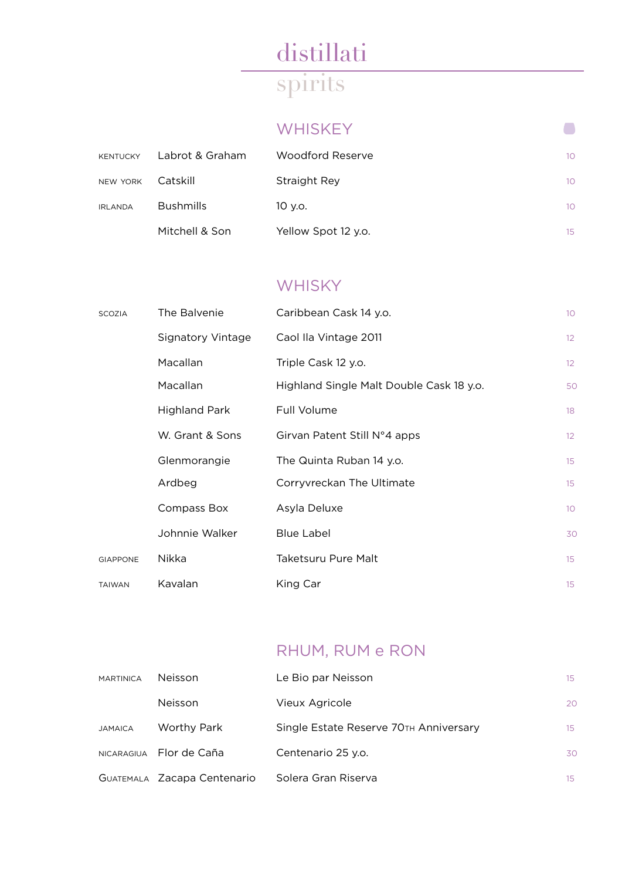# distillati

spirits

## WHISKEY

| | | | |
|---|---|---|---|
| KENTUCKY | Labrot & Graham | Woodford Reserve | 10 |
| NEW YORK | Catskill | Straight Rey | 10 |
| IRLANDA | Bushmills | 10 y.o. | 10 |
| | Mitchell & Son | Yellow Spot 12 y.o. | 15 |

## WHISKY

| | | | |
|---|---|---|---|
| SCOZIA | The Balvenie | Caribbean Cask 14 y.o. | 10 |
| | Signatory Vintage | Caol Ila Vintage 2011 | 12 |
| | Macallan | Triple Cask 12 y.o. | 12 |
| | Macallan | Highland Single Malt Double Cask 18 y.o. | 50 |
| | Highland Park | Full Volume | 18 |
| | W. Grant & Sons | Girvan Patent Still N°4 apps | 12 |
| | Glenmorangie | The Quinta Ruban 14 y.o. | 15 |
| | Ardbeg | Corryvreckan The Ultimate | 15 |
| | Compass Box | Asyla Deluxe | 10 |
| | Johnnie Walker | Blue Label | 30 |
| GIAPPONE | Nikka | Taketsuru Pure Malt | 15 |
| TAIWAN | Kavalan | King Car | 15 |

## RHUM, RUM e RON

| | | | |
|---|---|---|---|
| MARTINICA | Neisson | Le Bio par Neisson | 15 |
| | Neisson | Vieux Agricole | 20 |
| JAMAICA | Worthy Park | Single Estate Reserve 70TH Anniversary | 15 |
| NICARAGIUA | Flor de Caña | Centenario 25 y.o. | 30 |
| GUATEMALA | Zacapa Centenario | Solera Gran Riserva | 15 |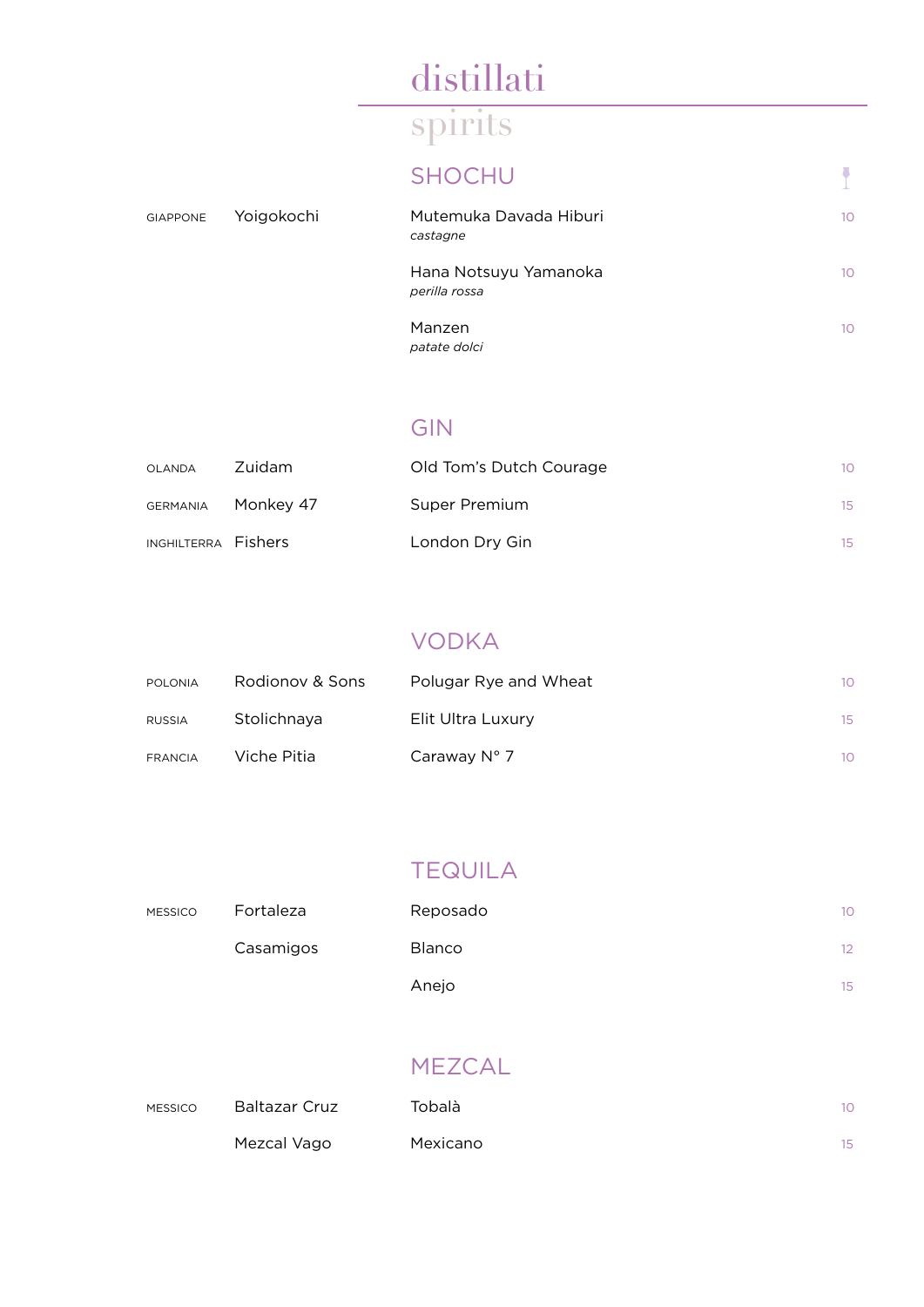# distillati

spirits

## SHOCHU

| | | | |
|---|---|---|---|
| GIAPPONE | Yoigokochi | Mutemuka Davada Hiburi *castagne* | 10 |
| | | Hana Notsuyu Yamanoka *perilla rossa* | 10 |
| | | Manzen *patate dolci* | 10 |

## GIN

| | | | |
|---|---|---|---|
| OLANDA | Zuidam | Old Tom's Dutch Courage | 10 |
| GERMANIA | Monkey 47 | Super Premium | 15 |
| INGHILTERRA | Fishers | London Dry Gin | 15 |

## VODKA

| | | | |
|---|---|---|---|
| POLONIA | Rodionov & Sons | Polugar Rye and Wheat | 10 |
| RUSSIA | Stolichnaya | Elit Ultra Luxury | 15 |
| FRANCIA | Viche Pitia | Caraway N° 7 | 10 |

## TEQUILA

| | | | |
|---|---|---|---|
| MESSICO | Fortaleza | Reposado | 10 |
| | Casamigos | Blanco | 12 |
| | | Anejo | 15 |

## MEZCAL

| | | | |
|---|---|---|---|
| MESSICO | Baltazar Cruz | Tobalà | 10 |
| | Mezcal Vago | Mexicano | 15 |